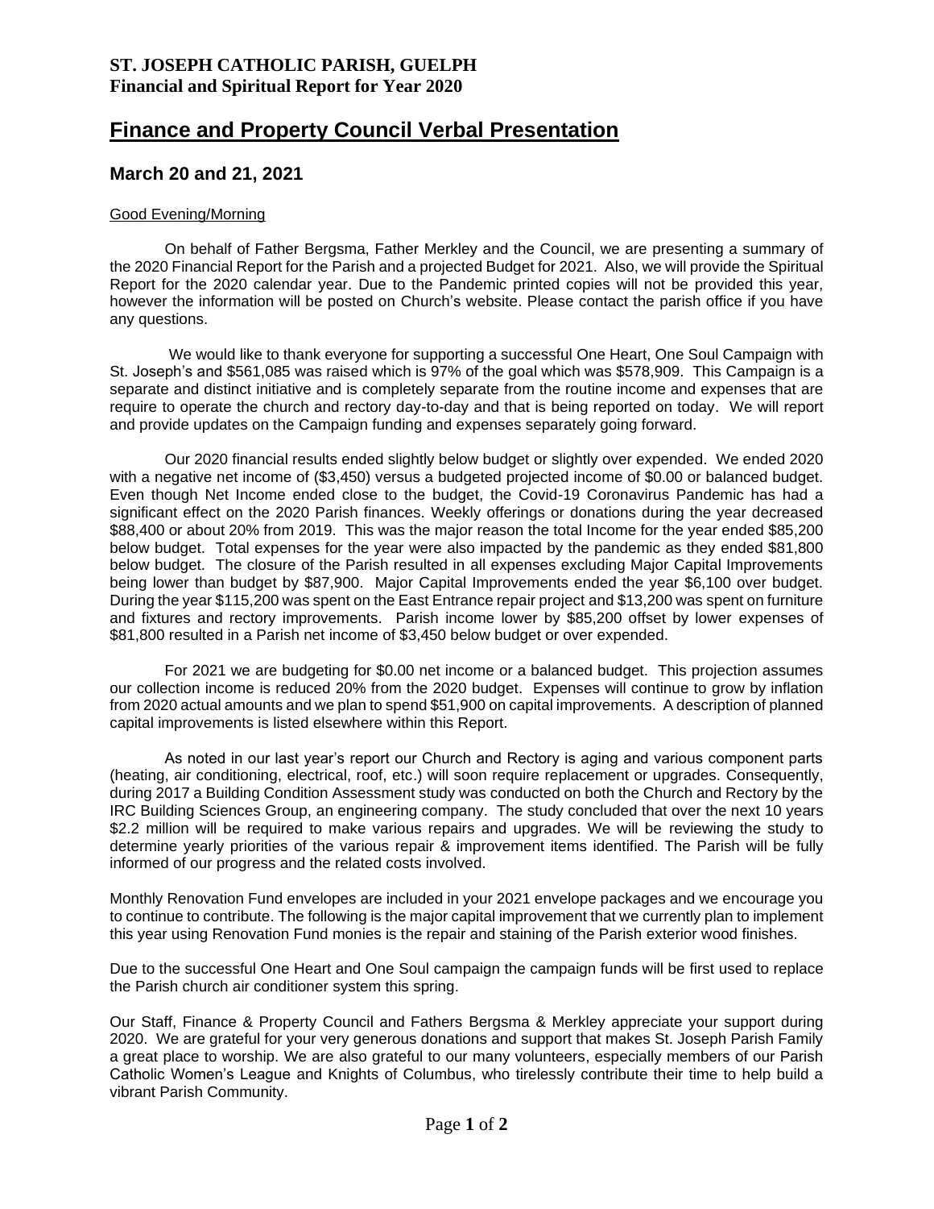**ST. JOSEPH CATHOLIC PARISH, GUELPH**
**Financial and Spiritual Report for Year 2020**

# Finance and Property Council Verbal Presentation

## March 20 and 21, 2021

Good Evening/Morning

On behalf of Father Bergsma, Father Merkley and the Council, we are presenting a summary of the 2020 Financial Report for the Parish and a projected Budget for 2021. Also, we will provide the Spiritual Report for the 2020 calendar year. Due to the Pandemic printed copies will not be provided this year, however the information will be posted on Church's website. Please contact the parish office if you have any questions.

We would like to thank everyone for supporting a successful One Heart, One Soul Campaign with St. Joseph's and $561,085 was raised which is 97% of the goal which was $578,909. This Campaign is a separate and distinct initiative and is completely separate from the routine income and expenses that are require to operate the church and rectory day-to-day and that is being reported on today. We will report and provide updates on the Campaign funding and expenses separately going forward.

Our 2020 financial results ended slightly below budget or slightly over expended. We ended 2020 with a negative net income of ($3,450) versus a budgeted projected income of $0.00 or balanced budget. Even though Net Income ended close to the budget, the Covid-19 Coronavirus Pandemic has had a significant effect on the 2020 Parish finances. Weekly offerings or donations during the year decreased $88,400 or about 20% from 2019. This was the major reason the total Income for the year ended $85,200 below budget. Total expenses for the year were also impacted by the pandemic as they ended $81,800 below budget. The closure of the Parish resulted in all expenses excluding Major Capital Improvements being lower than budget by $87,900. Major Capital Improvements ended the year $6,100 over budget. During the year $115,200 was spent on the East Entrance repair project and $13,200 was spent on furniture and fixtures and rectory improvements. Parish income lower by $85,200 offset by lower expenses of $81,800 resulted in a Parish net income of $3,450 below budget or over expended.

For 2021 we are budgeting for $0.00 net income or a balanced budget. This projection assumes our collection income is reduced 20% from the 2020 budget. Expenses will continue to grow by inflation from 2020 actual amounts and we plan to spend $51,900 on capital improvements. A description of planned capital improvements is listed elsewhere within this Report.

As noted in our last year's report our Church and Rectory is aging and various component parts (heating, air conditioning, electrical, roof, etc.) will soon require replacement or upgrades. Consequently, during 2017 a Building Condition Assessment study was conducted on both the Church and Rectory by the IRC Building Sciences Group, an engineering company. The study concluded that over the next 10 years $2.2 million will be required to make various repairs and upgrades. We will be reviewing the study to determine yearly priorities of the various repair & improvement items identified. The Parish will be fully informed of our progress and the related costs involved.

Monthly Renovation Fund envelopes are included in your 2021 envelope packages and we encourage you to continue to contribute. The following is the major capital improvement that we currently plan to implement this year using Renovation Fund monies is the repair and staining of the Parish exterior wood finishes.

Due to the successful One Heart and One Soul campaign the campaign funds will be first used to replace the Parish church air conditioner system this spring.

Our Staff, Finance & Property Council and Fathers Bergsma & Merkley appreciate your support during 2020. We are grateful for your very generous donations and support that makes St. Joseph Parish Family a great place to worship. We are also grateful to our many volunteers, especially members of our Parish Catholic Women's League and Knights of Columbus, who tirelessly contribute their time to help build a vibrant Parish Community.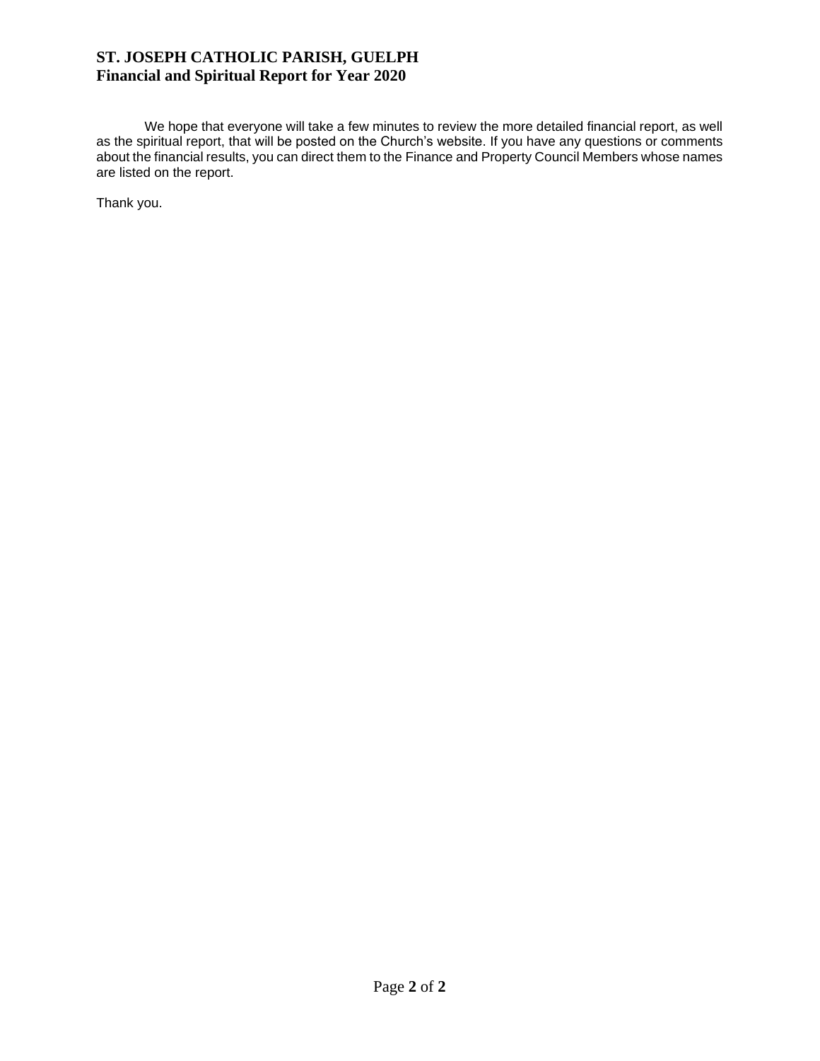We hope that everyone will take a few minutes to review the more detailed financial report, as well as the spiritual report, that will be posted on the Church's website. If you have any questions or comments about the financial results, you can direct them to the Finance and Property Council Members whose names are listed on the report.

Thank you.